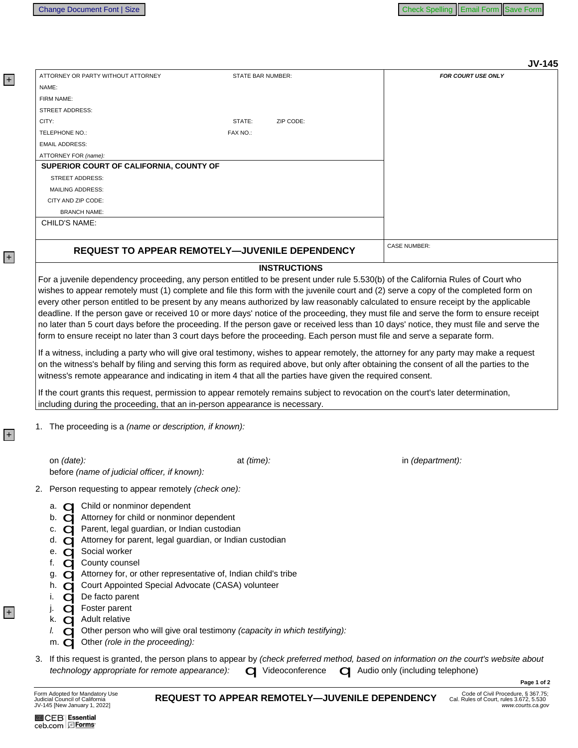JV-145

| | |
|---|---|
| ATTORNEY OR PARTY WITHOUT ATTORNEY STATE BAR NUMBER: | *FOR COURT USE ONLY* |
| NAME: | |
| FIRM NAME: | |
| STREET ADDRESS: | |
| CITY: STATE: ZIP CODE: | |
| TELEPHONE NO.: FAX NO.: | |
| EMAIL ADDRESS: | |
| ATTORNEY FOR *(name)*: | |
| **SUPERIOR COURT OF CALIFORNIA, COUNTY OF** | |
| STREET ADDRESS: | |
| MAILING ADDRESS: | |
| CITY AND ZIP CODE: | |
| BRANCH NAME: | |
| CHILD'S NAME: | |
| **REQUEST TO APPEAR REMOTELY—JUVENILE DEPENDENCY** | CASE NUMBER: |

## INSTRUCTIONS

For a juvenile dependency proceeding, any person entitled to be present under rule 5.530(b) of the California Rules of Court who wishes to appear remotely must (1) complete and file this form with the juvenile court and (2) serve a copy of the completed form on every other person entitled to be present by any means authorized by law reasonably calculated to ensure receipt by the applicable deadline. If the person gave or received 10 or more days' notice of the proceeding, they must file and serve the form to ensure receipt no later than 5 court days before the proceeding. If the person gave or received less than 10 days' notice, they must file and serve the form to ensure receipt no later than 3 court days before the proceeding. Each person must file and serve a separate form.

If a witness, including a party who will give oral testimony, wishes to appear remotely, the attorney for any party may make a request on the witness's behalf by filing and serving this form as required above, but only after obtaining the consent of all the parties to the witness's remote appearance and indicating in item 4 that all the parties have given the required consent.

If the court grants this request, permission to appear remotely remains subject to revocation on the court's later determination, including during the proceeding, that an in-person appearance is necessary.

1. The proceeding is a *(name or description, if known)*:

   on *(date)*: at *(time)*: in *(department)*:
   before *(name of judicial officer, if known)*:

2. Person requesting to appear remotely *(check one)*:
   - a. ☐ Child or nonminor dependent
   - b. ☐ Attorney for child or nonminor dependent
   - c. ☐ Parent, legal guardian, or Indian custodian
   - d. ☐ Attorney for parent, legal guardian, or Indian custodian
   - e. ☐ Social worker
   - f. ☐ County counsel
   - g. ☐ Attorney for, or other representative of, Indian child's tribe
   - h. ☐ Court Appointed Special Advocate (CASA) volunteer
   - i. ☐ De facto parent
   - j. ☐ Foster parent
   - k. ☐ Adult relative
   - *l*. ☐ Other person who will give oral testimony *(capacity in which testifying)*:
   - m. ☐ Other *(role in the proceeding)*:

3. If this request is granted, the person plans to appear by *(check preferred method, based on information on the court's website about technology appropriate for remote appearance)*: ☐ Videoconference ☐ Audio only (including telephone)

Form Adopted for Mandatory Use
Judicial Council of California
JV-145 [New January 1, 2022]

**REQUEST TO APPEAR REMOTELY—JUVENILE DEPENDENCY**

Code of Civil Procedure, § 367.75;
Cal. Rules of Court, rules 3.672, 5.530
*www.courts.ca.gov*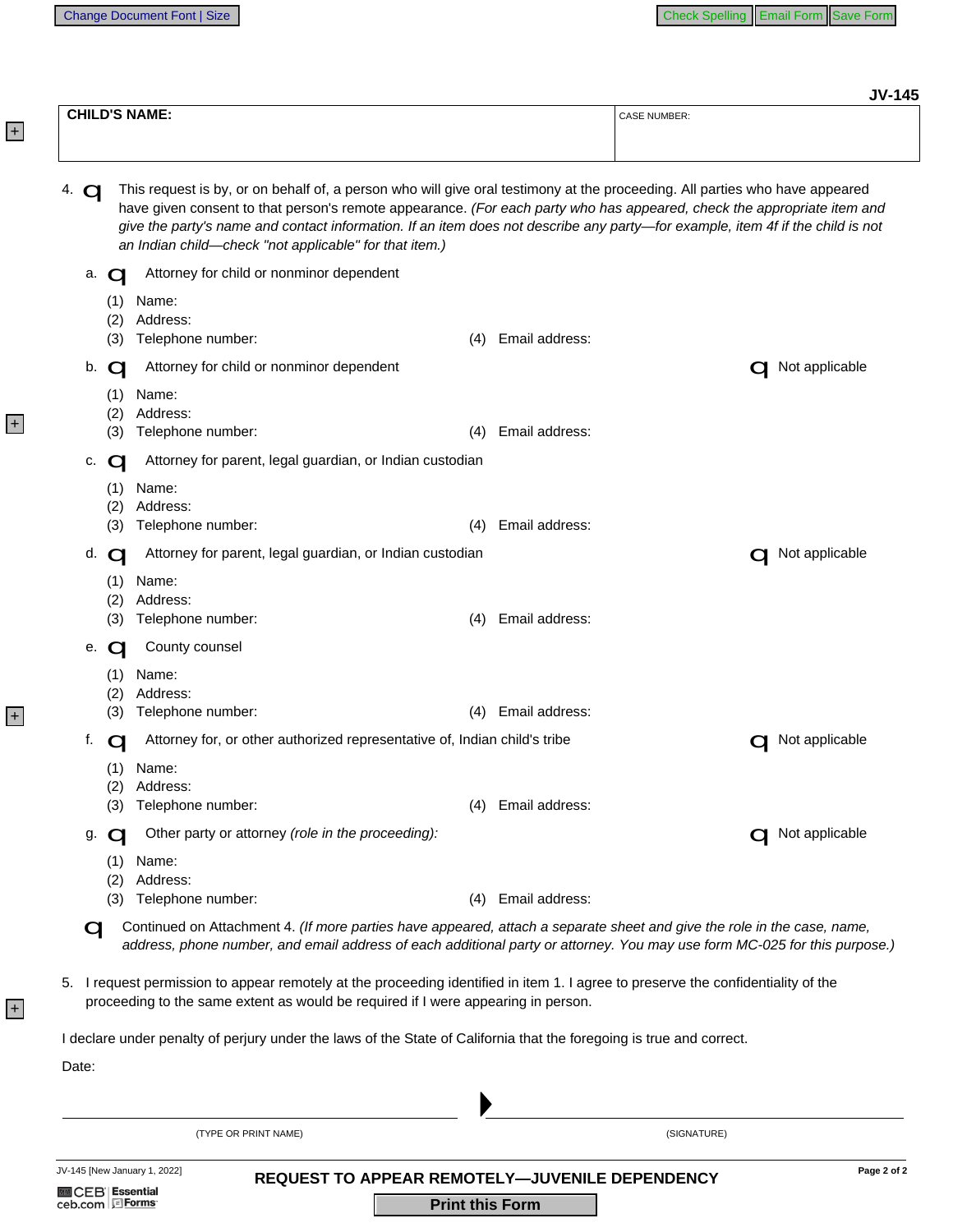**JV-145**

| CHILD'S NAME: | CASE NUMBER: |
| --- | --- |
| | |

4. ☐ This request is by, or on behalf of, a person who will give oral testimony at the proceeding. All parties who have appeared have given consent to that person's remote appearance. *(For each party who has appeared, check the appropriate item and give the party's name and contact information. If an item does not describe any party—for example, item 4f if the child is not an Indian child—check "not applicable" for that item.)*

   a. ☐ Attorney for child or nonminor dependent
      (1) Name:
      (2) Address:
      (3) Telephone number: (4) Email address:

   b. ☐ Attorney for child or nonminor dependent ☐ Not applicable
      (1) Name:
      (2) Address:
      (3) Telephone number: (4) Email address:

   c. ☐ Attorney for parent, legal guardian, or Indian custodian
      (1) Name:
      (2) Address:
      (3) Telephone number: (4) Email address:

   d. ☐ Attorney for parent, legal guardian, or Indian custodian ☐ Not applicable
      (1) Name:
      (2) Address:
      (3) Telephone number: (4) Email address:

   e. ☐ County counsel
      (1) Name:
      (2) Address:
      (3) Telephone number: (4) Email address:

   f. ☐ Attorney for, or other authorized representative of, Indian child's tribe ☐ Not applicable
      (1) Name:
      (2) Address:
      (3) Telephone number: (4) Email address:

   g. ☐ Other party or attorney *(role in the proceeding):* ☐ Not applicable
      (1) Name:
      (2) Address:
      (3) Telephone number: (4) Email address:

   ☐ Continued on Attachment 4. *(If more parties have appeared, attach a separate sheet and give the role in the case, name, address, phone number, and email address of each additional party or attorney. You may use form MC-025 for this purpose.)*

5. I request permission to appear remotely at the proceeding identified in item 1. I agree to preserve the confidentiality of the proceeding to the same extent as would be required if I were appearing in person.

I declare under penalty of perjury under the laws of the State of California that the foregoing is true and correct.

Date:

_______________________________ ▶ _______________________________
(TYPE OR PRINT NAME) (SIGNATURE)

JV-145 [New January 1, 2022]

**REQUEST TO APPEAR REMOTELY—JUVENILE DEPENDENCY**